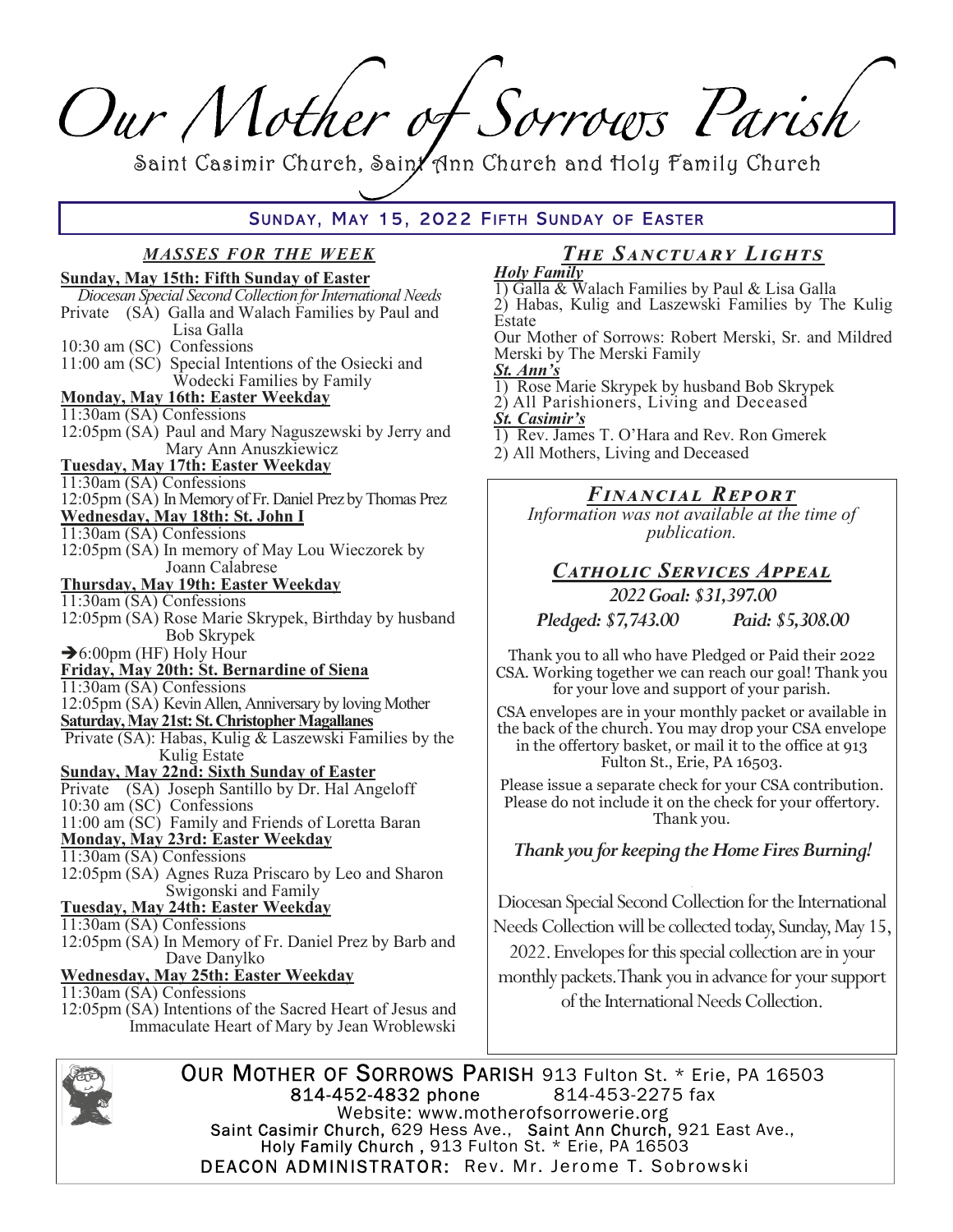# Our Mother of Sorrows Parish

Saint Casimir Church, Saint Ann Church and Holy Family Church

**SUNDAY, MAY 15, 2022 FIFTH SUNDAY OF EASTER**

## *MASSES FOR THE WEEK*

**Sunday, May 15th: Fifth Sunday of Easter**

*Diocesan Special Second Collection for International Needs*

Private (SA) Galla and Walach Families by Paul and Lisa Galla
10:30 am (SC) Confessions
11:00 am (SC) Special Intentions of the Osiecki and Wodecki Families by Family

**Monday, May 16th: Easter Weekday**

11:30am (SA) Confessions
12:05pm (SA) Paul and Mary Naguszewski by Jerry and Mary Ann Anuszkiewicz

**Tuesday, May 17th: Easter Weekday**

11:30am (SA) Confessions
12:05pm (SA) In Memory of Fr. Daniel Prez by Thomas Prez

**Wednesday, May 18th: St. John I**

11:30am (SA) Confessions
12:05pm (SA) In memory of May Lou Wieczorek by Joann Calabrese

**Thursday, May 19th: Easter Weekday**

11:30am (SA) Confessions
12:05pm (SA) Rose Marie Skrypek, Birthday by husband Bob Skrypek
→6:00pm (HF) Holy Hour

**Friday, May 20th: St. Bernardine of Siena**

11:30am (SA) Confessions
12:05pm (SA) Kevin Allen, Anniversary by loving Mother

**Saturday, May 21st: St. Christopher Magallanes**

Private (SA): Habas, Kulig & Laszewski Families by the Kulig Estate

**Sunday, May 22nd: Sixth Sunday of Easter**

Private (SA) Joseph Santillo by Dr. Hal Angeloff
10:30 am (SC) Confessions
11:00 am (SC) Family and Friends of Loretta Baran

**Monday, May 23rd: Easter Weekday**

11:30am (SA) Confessions
12:05pm (SA) Agnes Ruza Priscaro by Leo and Sharon Swigonski and Family

**Tuesday, May 24th: Easter Weekday**

11:30am (SA) Confessions
12:05pm (SA) In Memory of Fr. Daniel Prez by Barb and Dave Danylko

**Wednesday, May 25th: Easter Weekday**

11:30am (SA) Confessions
12:05pm (SA) Intentions of the Sacred Heart of Jesus and Immaculate Heart of Mary by Jean Wroblewski

## *THE SANCTUARY LIGHTS*

***Holy Family***

1) Galla & Walach Families by Paul & Lisa Galla
2) Habas, Kulig and Laszewski Families by The Kulig Estate

Our Mother of Sorrows: Robert Merski, Sr. and Mildred Merski by The Merski Family

***St. Ann's***

1) Rose Marie Skrypek by husband Bob Skrypek
2) All Parishioners, Living and Deceased

***St. Casimir's***

1) Rev. James T. O'Hara and Rev. Ron Gmerek
2) All Mothers, Living and Deceased

## *FINANCIAL REPORT*

*Information was not available at the time of publication.*

## *CATHOLIC SERVICES APPEAL*

***2022 Goal: $31,397.00***

***Pledged: $7,743.00*** ***Paid: $5,308.00***

Thank you to all who have Pledged or Paid their 2022 CSA. Working together we can reach our goal! Thank you for your love and support of your parish.

CSA envelopes are in your monthly packet or available in the back of the church. You may drop your CSA envelope in the offertory basket, or mail it to the office at 913 Fulton St., Erie, PA 16503.

Please issue a separate check for your CSA contribution. Please do not include it on the check for your offertory. Thank you.

***Thank you for keeping the Home Fires Burning!***

Diocesan Special Second Collection for the International Needs Collection will be collected today, Sunday, May 15, 2022. Envelopes for this special collection are in your monthly packets. Thank you in advance for your support of the International Needs Collection.

---

OUR MOTHER OF SORROWS PARISH 913 Fulton St. * Erie, PA 16503
814-452-4832 phone 814-453-2275 fax
Website: www.motherofsorrowerie.org
Saint Casimir Church, 629 Hess Ave., Saint Ann Church, 921 East Ave., Holy Family Church , 913 Fulton St. * Erie, PA 16503
DEACON ADMINISTRATOR: Rev. Mr. Jerome T. Sobrowski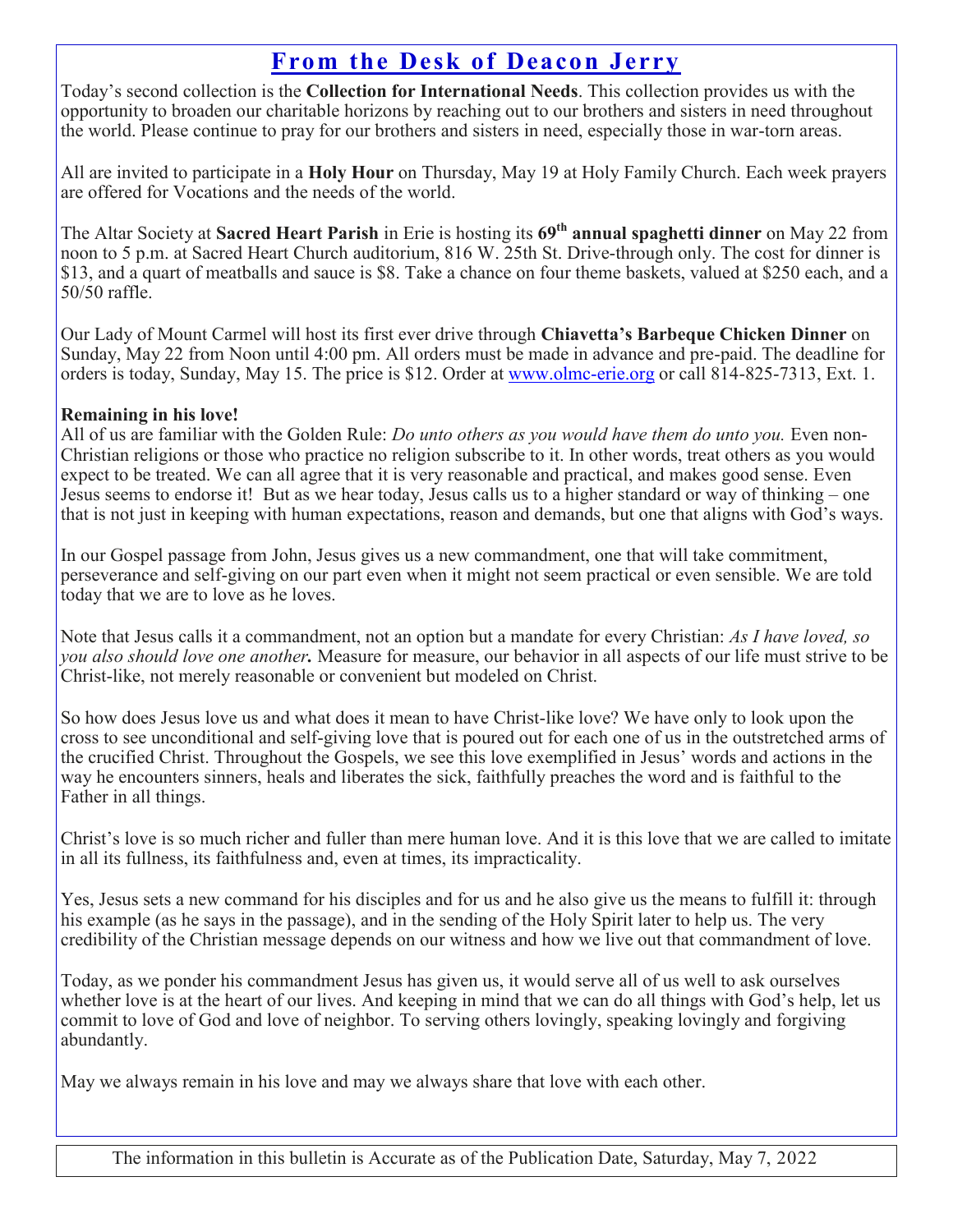## From the Desk of Deacon Jerry

Today's second collection is the **Collection for International Needs**. This collection provides us with the opportunity to broaden our charitable horizons by reaching out to our brothers and sisters in need throughout the world. Please continue to pray for our brothers and sisters in need, especially those in war-torn areas.

All are invited to participate in a **Holy Hour** on Thursday, May 19 at Holy Family Church. Each week prayers are offered for Vocations and the needs of the world.

The Altar Society at **Sacred Heart Parish** in Erie is hosting its **69th annual spaghetti dinner** on May 22 from noon to 5 p.m. at Sacred Heart Church auditorium, 816 W. 25th St. Drive-through only. The cost for dinner is $13, and a quart of meatballs and sauce is $8. Take a chance on four theme baskets, valued at $250 each, and a 50/50 raffle.

Our Lady of Mount Carmel will host its first ever drive through **Chiavetta's Barbeque Chicken Dinner** on Sunday, May 22 from Noon until 4:00 pm. All orders must be made in advance and pre-paid. The deadline for orders is today, Sunday, May 15. The price is $12. Order at www.olmc-erie.org or call 814-825-7313, Ext. 1.

**Remaining in his love!**

All of us are familiar with the Golden Rule: *Do unto others as you would have them do unto you.* Even non-Christian religions or those who practice no religion subscribe to it. In other words, treat others as you would expect to be treated. We can all agree that it is very reasonable and practical, and makes good sense. Even Jesus seems to endorse it! But as we hear today, Jesus calls us to a higher standard or way of thinking – one that is not just in keeping with human expectations, reason and demands, but one that aligns with God's ways.

In our Gospel passage from John, Jesus gives us a new commandment, one that will take commitment, perseverance and self-giving on our part even when it might not seem practical or even sensible. We are told today that we are to love as he loves.

Note that Jesus calls it a commandment, not an option but a mandate for every Christian: *As I have loved, so you also should love one another***.** Measure for measure, our behavior in all aspects of our life must strive to be Christ-like, not merely reasonable or convenient but modeled on Christ.

So how does Jesus love us and what does it mean to have Christ-like love? We have only to look upon the cross to see unconditional and self-giving love that is poured out for each one of us in the outstretched arms of the crucified Christ. Throughout the Gospels, we see this love exemplified in Jesus' words and actions in the way he encounters sinners, heals and liberates the sick, faithfully preaches the word and is faithful to the Father in all things.

Christ's love is so much richer and fuller than mere human love. And it is this love that we are called to imitate in all its fullness, its faithfulness and, even at times, its impracticality.

Yes, Jesus sets a new command for his disciples and for us and he also give us the means to fulfill it: through his example (as he says in the passage), and in the sending of the Holy Spirit later to help us. The very credibility of the Christian message depends on our witness and how we live out that commandment of love.

Today, as we ponder his commandment Jesus has given us, it would serve all of us well to ask ourselves whether love is at the heart of our lives. And keeping in mind that we can do all things with God's help, let us commit to love of God and love of neighbor. To serving others lovingly, speaking lovingly and forgiving abundantly.

May we always remain in his love and may we always share that love with each other.

The information in this bulletin is Accurate as of the Publication Date, Saturday, May 7, 2022